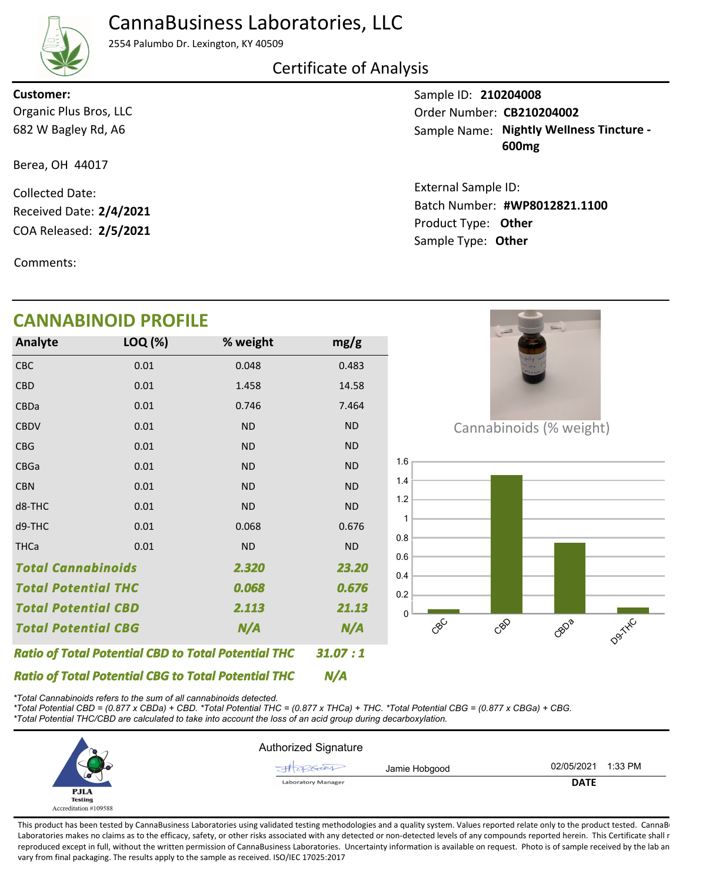# CannaBusiness Laboratories, LLC

2554 Palumbo Dr. Lexington, KY 40509

## Certificate of Analysis

**Customer:**
Organic Plus Bros, LLC
682 W Bagley Rd, A6

Berea, OH 44017

Collected Date:
Received Date: **2/4/2021**
COA Released: **2/5/2021**

Comments:

Sample ID: **210204008**
Order Number: **CB210204002**
Sample Name: **Nightly Wellness Tincture - 600mg**

External Sample ID:
Batch Number: **#WP8012821.1100**
Product Type: **Other**
Sample Type: **Other**

## CANNABINOID PROFILE

| Analyte | LOQ (%) | % weight | mg/g |
|---|---|---|---|
| CBC | 0.01 | 0.048 | 0.483 |
| CBD | 0.01 | 1.458 | 14.58 |
| CBDa | 0.01 | 0.746 | 7.464 |
| CBDV | 0.01 | ND | ND |
| CBG | 0.01 | ND | ND |
| CBGa | 0.01 | ND | ND |
| CBN | 0.01 | ND | ND |
| d8-THC | 0.01 | ND | ND |
| d9-THC | 0.01 | 0.068 | 0.676 |
| THCa | 0.01 | ND | ND |
| ***Total Cannabinoids*** | | ***2.320*** | ***23.20*** |
| ***Total Potential THC*** | | ***0.068*** | ***0.676*** |
| ***Total Potential CBD*** | | ***2.113*** | ***21.13*** |
| ***Total Potential CBG*** | | ***N/A*** | ***N/A*** |

***Ratio of Total Potential CBD to Total Potential THC*** ***31.07 : 1***

***Ratio of Total Potential CBG to Total Potential THC*** ***N/A***

Cannabinoids (% weight)

| Analyte | % weight |
|---|---|
| CBC | 0.048 |
| CBD | 1.458 |
| CBDa | 0.746 |
| D9-THC | 0.068 |

*\*Total Cannabinoids refers to the sum of all cannabinoids detected.*
*\*Total Potential CBD = (0.877 x CBDa) + CBD. \*Total Potential THC = (0.877 x THCa) + THC. \*Total Potential CBG = (0.877 x CBGa) + CBG.*
*\*Total Potential THC/CBD are calculated to take into account the loss of an acid group during decarboxylation.*

PJLA Testing
Accreditation #109588

Authorized Signature

Jamie Hobgood — Laboratory Manager

02/05/2021 1:33 PM
**DATE**

This product has been tested by CannaBusiness Laboratories using validated testing methodologies and a quality system. Values reported relate only to the product tested. CannaBusiness Laboratories makes no claims as to the efficacy, safety, or other risks associated with any detected or non-detected levels of any compounds reported herein. This Certificate shall not be reproduced except in full, without the written permission of CannaBusiness Laboratories. Uncertainty information is available on request. Photo is of sample received by the lab and may vary from final packaging. The results apply to the sample as received. ISO/IEC 17025:2017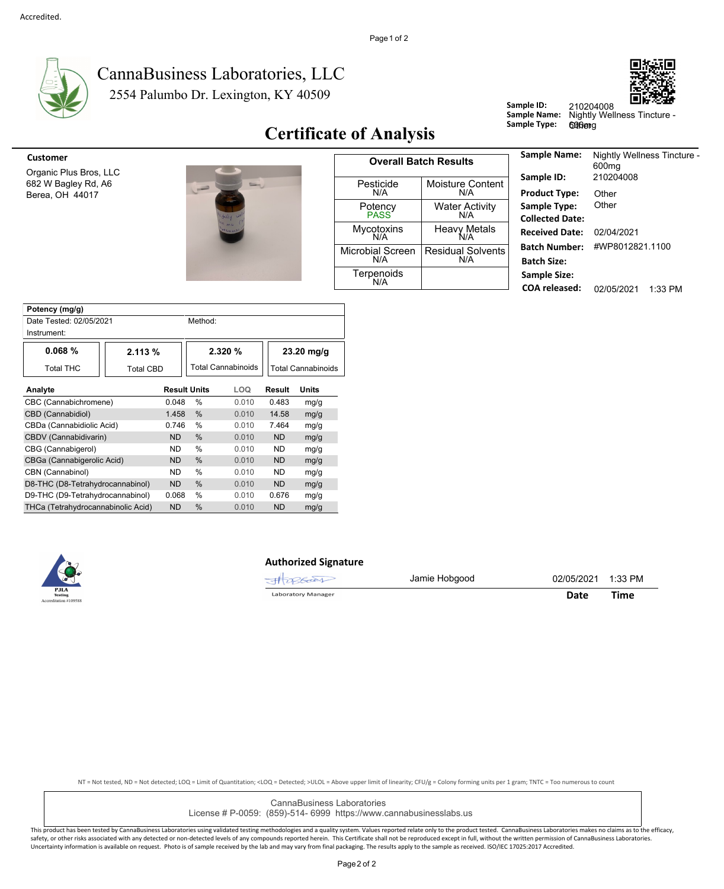Accredited.

# CannaBusiness Laboratories, LLC

2554 Palumbo Dr. Lexington, KY 40509

**Sample ID:** 210204008
**Sample Name:** Nightly Wellness Tincture - 600mg
**Sample Type:** Other

# Certificate of Analysis

**Customer**

Organic Plus Bros, LLC
682 W Bagley Rd, A6
Berea, OH 44017

| Overall Batch Results | |
|---|---|
| Pesticide N/A | Moisture Content N/A |
| Potency PASS | Water Activity N/A |
| Mycotoxins N/A | Heavy Metals N/A |
| Microbial Screen N/A | Residual Solvents N/A |
| Terpenoids N/A | |

| | |
|---|---|
| **Sample Name:** | Nightly Wellness Tincture - 600mg |
| **Sample ID:** | 210204008 |
| **Product Type:** | Other |
| **Sample Type:** | Other |
| **Collected Date:** | |
| **Received Date:** | 02/04/2021 |
| **Batch Number:** | #WP8012821.1100 |
| **Batch Size:** | |
| **Sample Size:** | |
| **COA released:** | 02/05/2021 1:33 PM |

**Potency (mg/g)**

Date Tested: 02/05/2021 | Method:
Instrument:

| 0.068 % | 2.113 % | 2.320 % | 23.20 mg/g |
|---|---|---|---|
| Total THC | Total CBD | Total Cannabinoids | Total Cannabinoids |

| Analyte | Result | Units | LOQ | Result | Units |
|---|---|---|---|---|---|
| CBC (Cannabichromene) | 0.048 | % | 0.010 | 0.483 | mg/g |
| CBD (Cannabidiol) | 1.458 | % | 0.010 | 14.58 | mg/g |
| CBDa (Cannabidiolic Acid) | 0.746 | % | 0.010 | 7.464 | mg/g |
| CBDV (Cannabidivarin) | ND | % | 0.010 | ND | mg/g |
| CBG (Cannabigerol) | ND | % | 0.010 | ND | mg/g |
| CBGa (Cannabigerolic Acid) | ND | % | 0.010 | ND | mg/g |
| CBN (Cannabinol) | ND | % | 0.010 | ND | mg/g |
| D8-THC (D8-Tetrahydrocannabinol) | ND | % | 0.010 | ND | mg/g |
| D9-THC (D9-Tetrahydrocannabinol) | 0.068 | % | 0.010 | 0.676 | mg/g |
| THCa (Tetrahydrocannabinolic Acid) | ND | % | 0.010 | ND | mg/g |

PJLA Testing Accreditation #109588

**Authorized Signature**

Laboratory Manager — Jamie Hobgood — 02/05/2021 1:33 PM

**Date** **Time**

NT = Not tested, ND = Not detected; LOQ = Limit of Quantitation; <LOQ = Detected; >ULOL = Above upper limit of linearity; CFU/g = Colony forming units per 1 gram; TNTC = Too numerous to count

CannaBusiness Laboratories
License # P-0059: (859)-514- 6999 https://www.cannabusinesslabs.us

This product has been tested by CannaBusiness Laboratories using validated testing methodologies and a quality system. Values reported relate only to the product tested. CannaBusiness Laboratories makes no claims as to the efficacy, safety, or other risks associated with any detected or non-detected levels of any compounds reported herein. This Certificate shall not be reproduced except in full, without the written permission of CannaBusiness Laboratories. Uncertainty information is available on request. Photo is of sample received by the lab and may vary from final packaging. The results apply to the sample as received. ISO/IEC 17025:2017 Accredited.